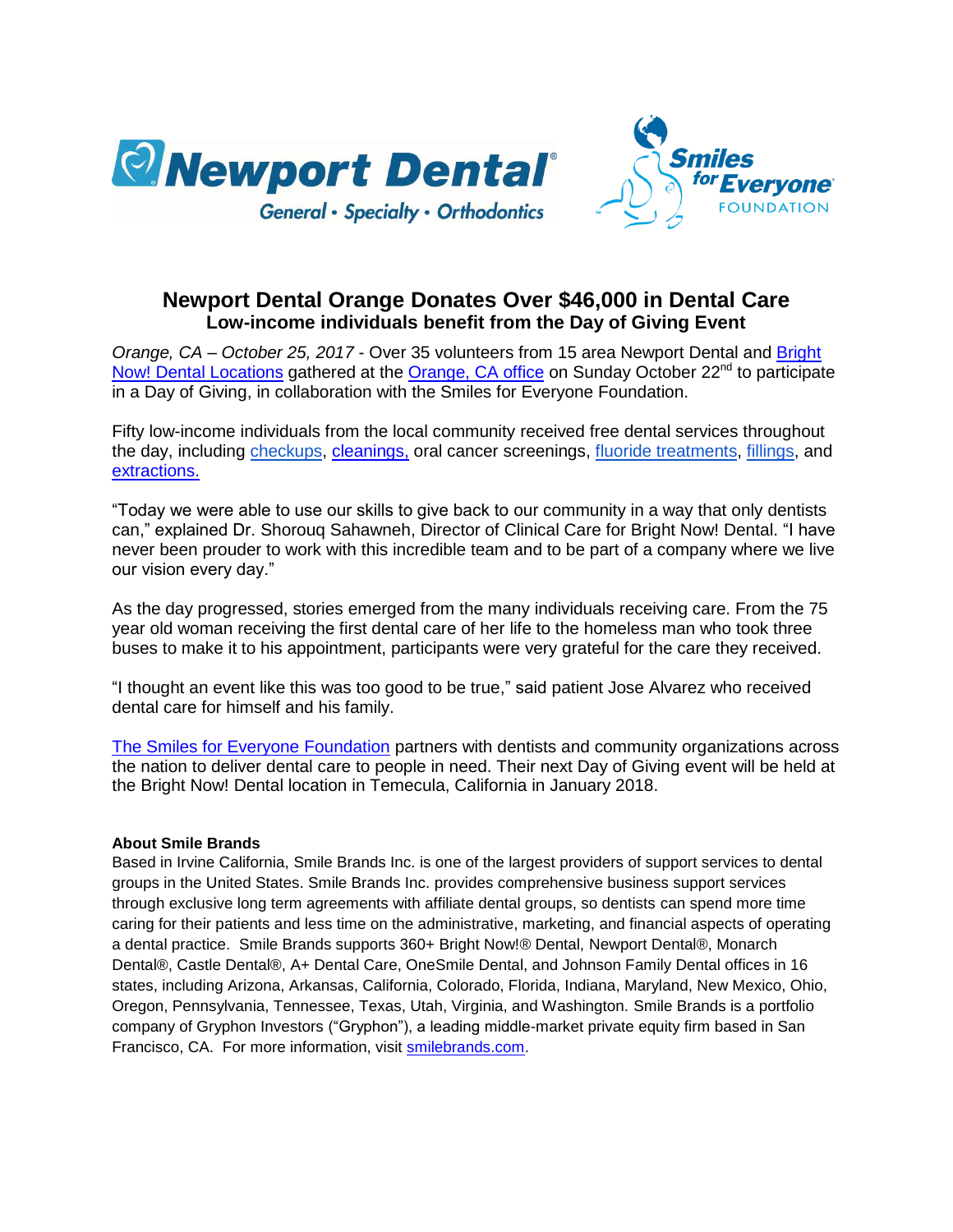# Newport Dental Orange Donates Over $46,000 in Dental Care

## Low-income individuals benefit from the Day of Giving Event

*Orange, CA – October 25, 2017* - Over 35 volunteers from 15 area Newport Dental and Bright Now! Dental Locations gathered at the Orange, CA office on Sunday October 22nd to participate in a Day of Giving, in collaboration with the Smiles for Everyone Foundation.

Fifty low-income individuals from the local community received free dental services throughout the day, including checkups, cleanings, oral cancer screenings, fluoride treatments, fillings, and extractions.

"Today we were able to use our skills to give back to our community in a way that only dentists can," explained Dr. Shorouq Sahawneh, Director of Clinical Care for Bright Now! Dental. "I have never been prouder to work with this incredible team and to be part of a company where we live our vision every day."

As the day progressed, stories emerged from the many individuals receiving care. From the 75 year old woman receiving the first dental care of her life to the homeless man who took three buses to make it to his appointment, participants were very grateful for the care they received.

"I thought an event like this was too good to be true," said patient Jose Alvarez who received dental care for himself and his family.

The Smiles for Everyone Foundation partners with dentists and community organizations across the nation to deliver dental care to people in need. Their next Day of Giving event will be held at the Bright Now! Dental location in Temecula, California in January 2018.

**About Smile Brands**

Based in Irvine California, Smile Brands Inc. is one of the largest providers of support services to dental groups in the United States. Smile Brands Inc. provides comprehensive business support services through exclusive long term agreements with affiliate dental groups, so dentists can spend more time caring for their patients and less time on the administrative, marketing, and financial aspects of operating a dental practice. Smile Brands supports 360+ Bright Now!® Dental, Newport Dental®, Monarch Dental®, Castle Dental®, A+ Dental Care, OneSmile Dental, and Johnson Family Dental offices in 16 states, including Arizona, Arkansas, California, Colorado, Florida, Indiana, Maryland, New Mexico, Ohio, Oregon, Pennsylvania, Tennessee, Texas, Utah, Virginia, and Washington. Smile Brands is a portfolio company of Gryphon Investors ("Gryphon"), a leading middle-market private equity firm based in San Francisco, CA. For more information, visit smilebrands.com.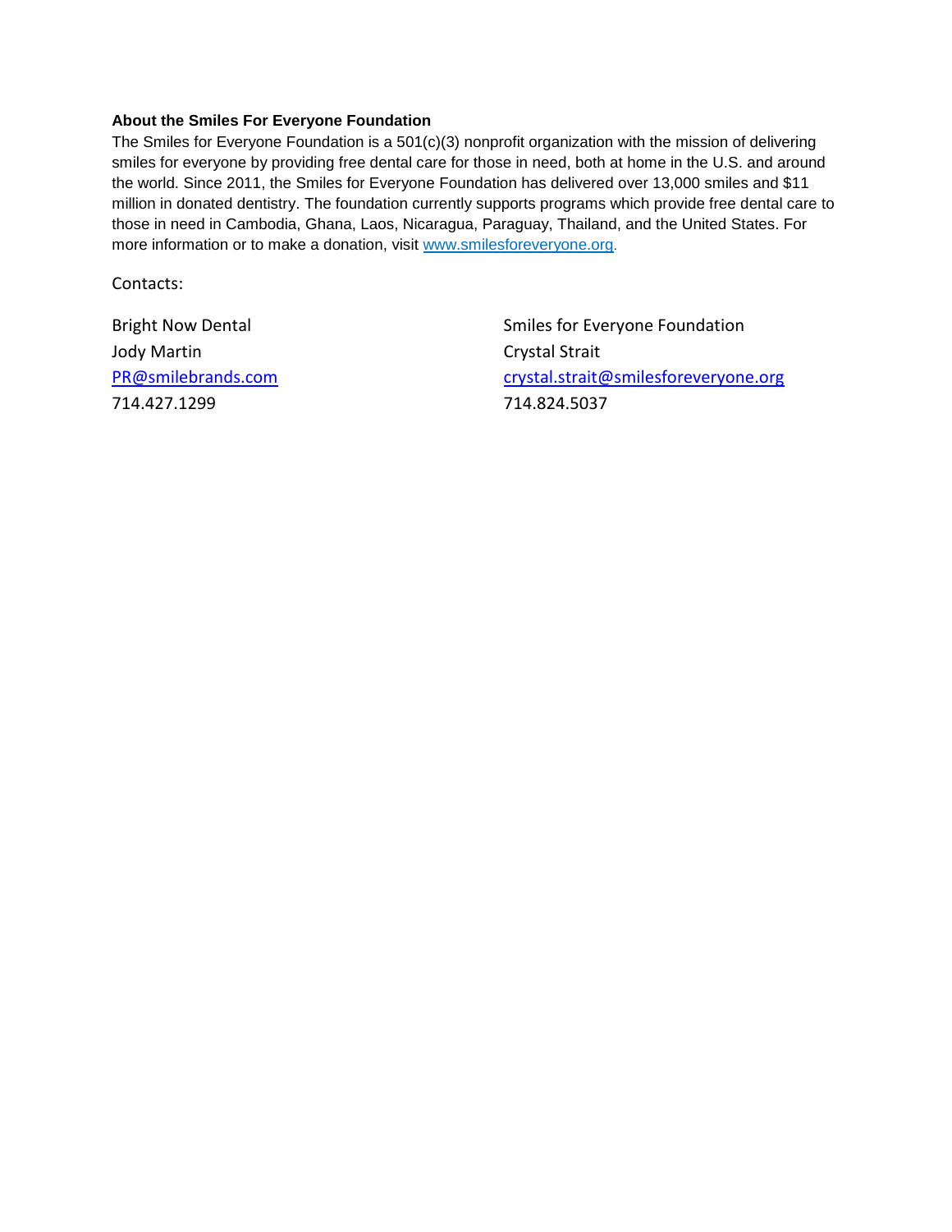**About the Smiles For Everyone Foundation**

The Smiles for Everyone Foundation is a 501(c)(3) nonprofit organization with the mission of delivering smiles for everyone by providing free dental care for those in need, both at home in the U.S. and around the world. Since 2011, the Smiles for Everyone Foundation has delivered over 13,000 smiles and $11 million in donated dentistry. The foundation currently supports programs which provide free dental care to those in need in Cambodia, Ghana, Laos, Nicaragua, Paraguay, Thailand, and the United States. For more information or to make a donation, visit www.smilesforeveryone.org.

Contacts:

Bright Now Dental
Jody Martin
PR@smilebrands.com
714.427.1299

Smiles for Everyone Foundation
Crystal Strait
crystal.strait@smilesforeveryone.org
714.824.5037